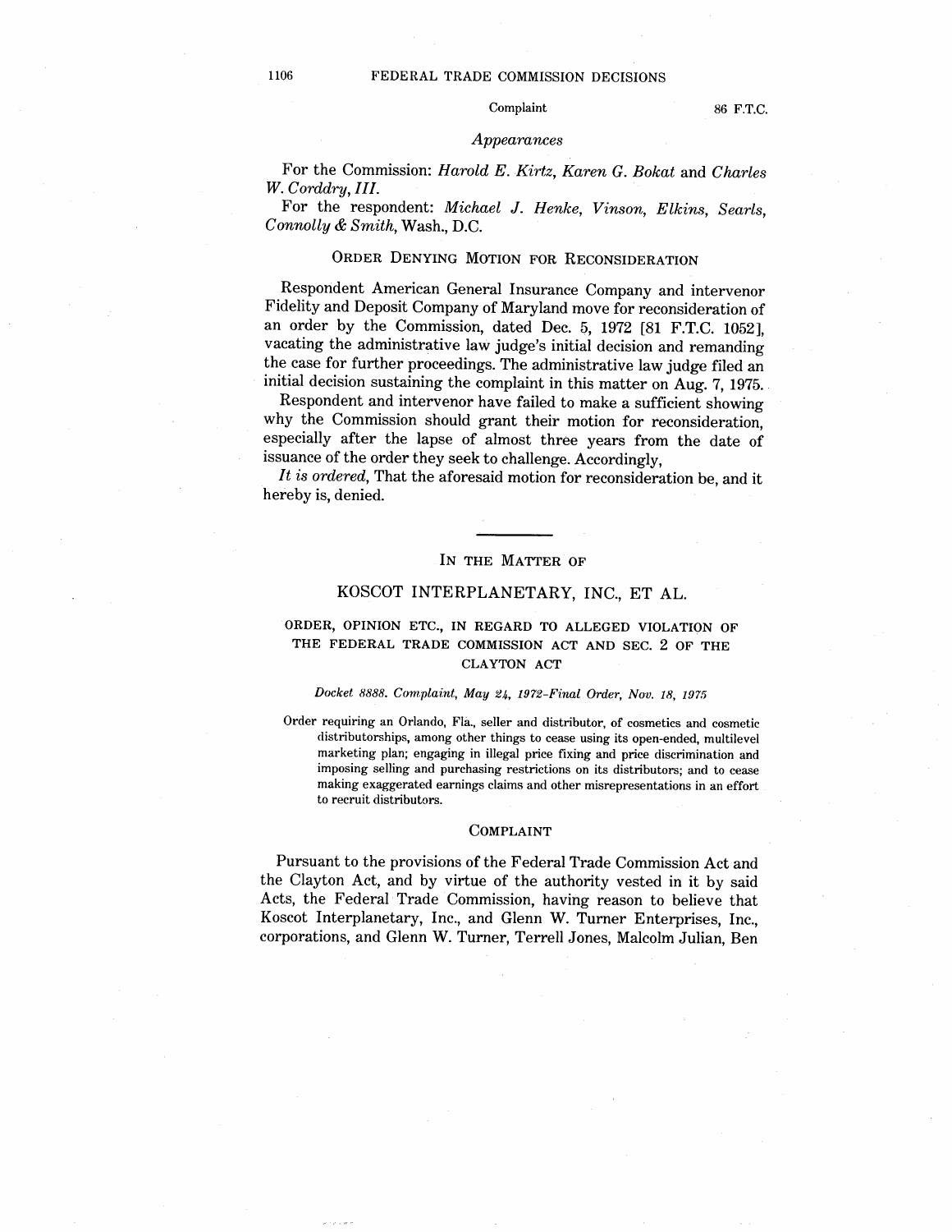### Appearances

For the Commission: *Harold E. Kirtz, Karen G. Bokat* and *Charles W. Corddry, III.*

For the respondent: *Michael J. Henke, Vinson, Elkins, Searls, Connolly & Smith,* Wash., D.C.

### ORDER DENYING MOTION FOR RECONSIDERATION

Respondent American General Insurance Company and intervenor Fidelity and Deposit Company of Maryland move for reconsideration of an order by the Commission, dated Dec. 5, 1972 [81 F.T.C. 1052], vacating the administrative law judge's initial decision and remanding the case for further proceedings. The administrative law judge filed an initial decision sustaining the complaint in this matter on Aug. 7, 1975.

Respondent and intervenor have failed to make a sufficient showing why the Commission should grant their motion for reconsideration, especially after the lapse of almost three years from the date of issuance of the order they seek to challenge. Accordingly,

*It is ordered,* That the aforesaid motion for reconsideration be, and it hereby is, denied.

---

## IN THE MATTER OF

## KOSCOT INTERPLANETARY, INC., ET AL.

### ORDER, OPINION ETC., IN REGARD TO ALLEGED VIOLATION OF THE FEDERAL TRADE COMMISSION ACT AND SEC. 2 OF THE CLAYTON ACT

*Docket 8888. Complaint, May 24, 1972–Final Order, Nov. 18, 1975*

Order requiring an Orlando, Fla., seller and distributor, of cosmetics and cosmetic distributorships, among other things to cease using its open-ended, multilevel marketing plan; engaging in illegal price fixing and price discrimination and imposing selling and purchasing restrictions on its distributors; and to cease making exaggerated earnings claims and other misrepresentations in an effort to recruit distributors.

### COMPLAINT

Pursuant to the provisions of the Federal Trade Commission Act and the Clayton Act, and by virtue of the authority vested in it by said Acts, the Federal Trade Commission, having reason to believe that Koscot Interplanetary, Inc., and Glenn W. Turner Enterprises, Inc., corporations, and Glenn W. Turner, Terrell Jones, Malcolm Julian, Ben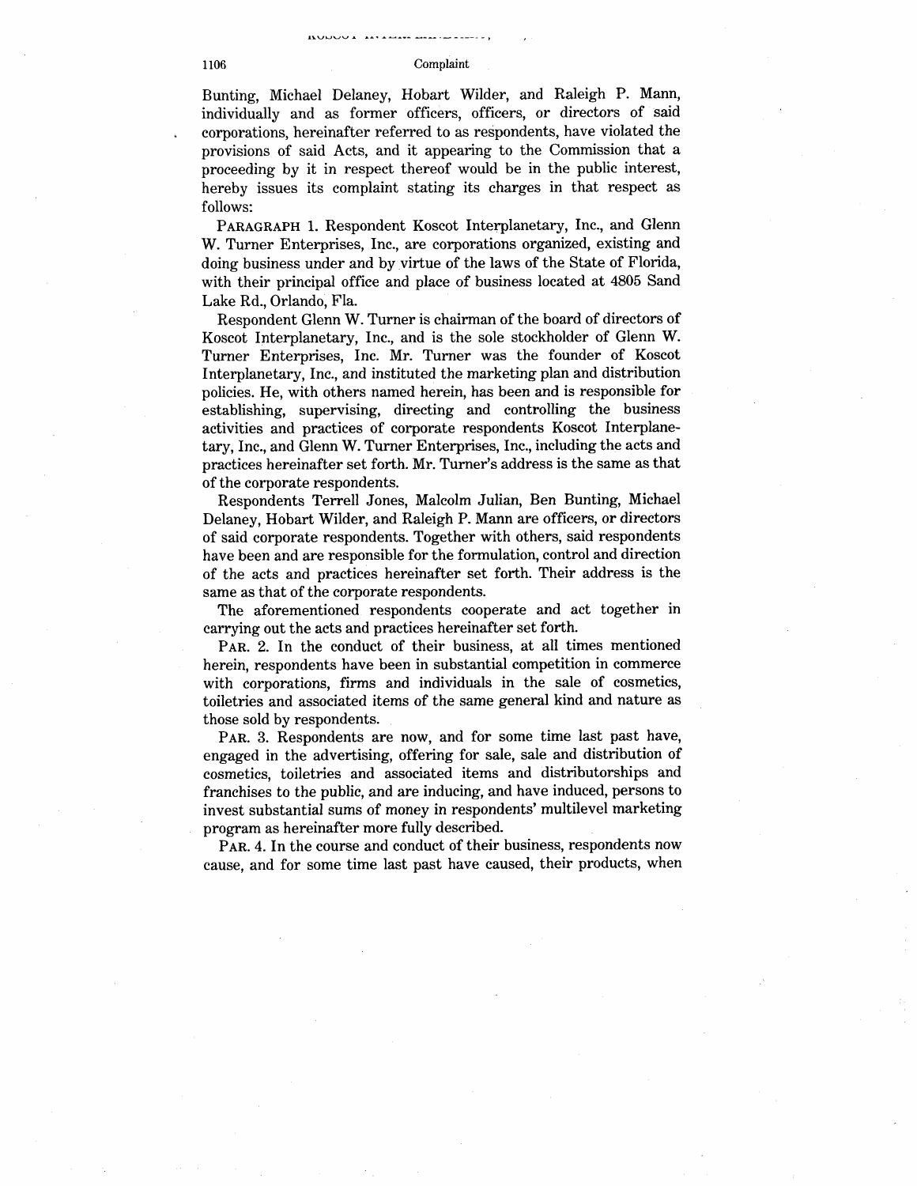Bunting, Michael Delaney, Hobart Wilder, and Raleigh P. Mann, individually and as former officers, officers, or directors of said corporations, hereinafter referred to as respondents, have violated the provisions of said Acts, and it appearing to the Commission that a proceeding by it in respect thereof would be in the public interest, hereby issues its complaint stating its charges in that respect as follows:

PARAGRAPH 1. Respondent Koscot Interplanetary, Inc., and Glenn W. Turner Enterprises, Inc., are corporations organized, existing and doing business under and by virtue of the laws of the State of Florida, with their principal office and place of business located at 4805 Sand Lake Rd., Orlando, Fla.

Respondent Glenn W. Turner is chairman of the board of directors of Koscot Interplanetary, Inc., and is the sole stockholder of Glenn W. Turner Enterprises, Inc. Mr. Turner was the founder of Koscot Interplanetary, Inc., and instituted the marketing plan and distribution policies. He, with others named herein, has been and is responsible for establishing, supervising, directing and controlling the business activities and practices of corporate respondents Koscot Interplanetary, Inc., and Glenn W. Turner Enterprises, Inc., including the acts and practices hereinafter set forth. Mr. Turner's address is the same as that of the corporate respondents.

Respondents Terrell Jones, Malcolm Julian, Ben Bunting, Michael Delaney, Hobart Wilder, and Raleigh P. Mann are officers, or directors of said corporate respondents. Together with others, said respondents have been and are responsible for the formulation, control and direction of the acts and practices hereinafter set forth. Their address is the same as that of the corporate respondents.

The aforementioned respondents cooperate and act together in carrying out the acts and practices hereinafter set forth.

PAR. 2. In the conduct of their business, at all times mentioned herein, respondents have been in substantial competition in commerce with corporations, firms and individuals in the sale of cosmetics, toiletries and associated items of the same general kind and nature as those sold by respondents.

PAR. 3. Respondents are now, and for some time last past have, engaged in the advertising, offering for sale, sale and distribution of cosmetics, toiletries and associated items and distributorships and franchises to the public, and are inducing, and have induced, persons to invest substantial sums of money in respondents' multilevel marketing program as hereinafter more fully described.

PAR. 4. In the course and conduct of their business, respondents now cause, and for some time last past have caused, their products, when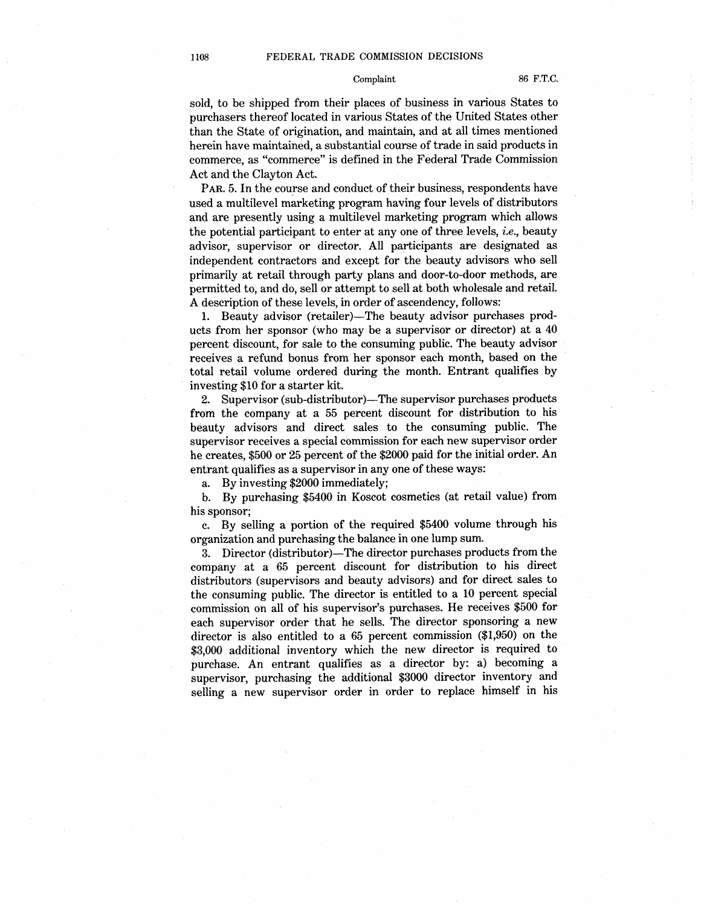sold, to be shipped from their places of business in various States to purchasers thereof located in various States of the United States other than the State of origination, and maintain, and at all times mentioned herein have maintained, a substantial course of trade in said products in commerce, as "commerce" is defined in the Federal Trade Commission Act and the Clayton Act.

PAR. 5. In the course and conduct of their business, respondents have used a multilevel marketing program having four levels of distributors and are presently using a multilevel marketing program which allows the potential participant to enter at any one of three levels, *i.e.*, beauty advisor, supervisor or director. All participants are designated as independent contractors and except for the beauty advisors who sell primarily at retail through party plans and door-to-door methods, are permitted to, and do, sell or attempt to sell at both wholesale and retail. A description of these levels, in order of ascendency, follows:

1. Beauty advisor (retailer)—The beauty advisor purchases products from her sponsor (who may be a supervisor or director) at a 40 percent discount, for sale to the consuming public. The beauty advisor receives a refund bonus from her sponsor each month, based on the total retail volume ordered during the month. Entrant qualifies by investing $10 for a starter kit.

2. Supervisor (sub-distributor)—The supervisor purchases products from the company at a 55 percent discount for distribution to his beauty advisors and direct sales to the consuming public. The supervisor receives a special commission for each new supervisor order he creates, $500 or 25 percent of the $2000 paid for the initial order. An entrant qualifies as a supervisor in any one of these ways:

a. By investing $2000 immediately;

b. By purchasing $5400 in Koscot cosmetics (at retail value) from his sponsor;

c. By selling a portion of the required $5400 volume through his organization and purchasing the balance in one lump sum.

3. Director (distributor)—The director purchases products from the company at a 65 percent discount for distribution to his direct distributors (supervisors and beauty advisors) and for direct sales to the consuming public. The director is entitled to a 10 percent special commission on all of his supervisor's purchases. He receives $500 for each supervisor order that he sells. The director sponsoring a new director is also entitled to a 65 percent commission ($1,950) on the $3,000 additional inventory which the new director is required to purchase. An entrant qualifies as a director by: a) becoming a supervisor, purchasing the additional $3000 director inventory and selling a new supervisor order in order to replace himself in his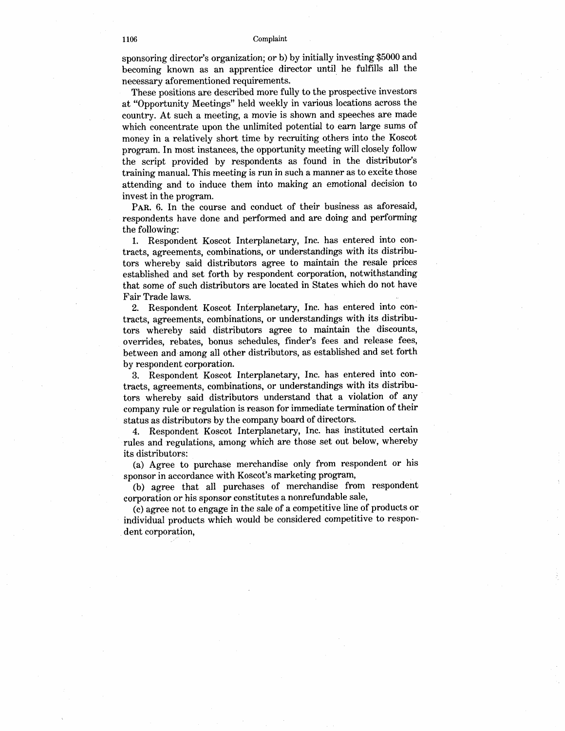sponsoring director's organization; or b) by initially investing $5000 and becoming known as an apprentice director until he fulfills all the necessary aforementioned requirements.

These positions are described more fully to the prospective investors at "Opportunity Meetings" held weekly in various locations across the country. At such a meeting, a movie is shown and speeches are made which concentrate upon the unlimited potential to earn large sums of money in a relatively short time by recruiting others into the Koscot program. In most instances, the opportunity meeting will closely follow the script provided by respondents as found in the distributor's training manual. This meeting is run in such a manner as to excite those attending and to induce them into making an emotional decision to invest in the program.

PAR. 6. In the course and conduct of their business as aforesaid, respondents have done and performed and are doing and performing the following:

1. Respondent Koscot Interplanetary, Inc. has entered into contracts, agreements, combinations, or understandings with its distributors whereby said distributors agree to maintain the resale prices established and set forth by respondent corporation, notwithstanding that some of such distributors are located in States which do not have Fair Trade laws.

2. Respondent Koscot Interplanetary, Inc. has entered into contracts, agreements, combinations, or understandings with its distributors whereby said distributors agree to maintain the discounts, overrides, rebates, bonus schedules, finder's fees and release fees, between and among all other distributors, as established and set forth by respondent corporation.

3. Respondent Koscot Interplanetary, Inc. has entered into contracts, agreements, combinations, or understandings with its distributors whereby said distributors understand that a violation of any company rule or regulation is reason for immediate termination of their status as distributors by the company board of directors.

4. Respondent Koscot Interplanetary, Inc. has instituted certain rules and regulations, among which are those set out below, whereby its distributors:

(a) Agree to purchase merchandise only from respondent or his sponsor in accordance with Koscot's marketing program,

(b) agree that all purchases of merchandise from respondent corporation or his sponsor constitutes a nonrefundable sale,

(c) agree not to engage in the sale of a competitive line of products or individual products which would be considered competitive to respondent corporation,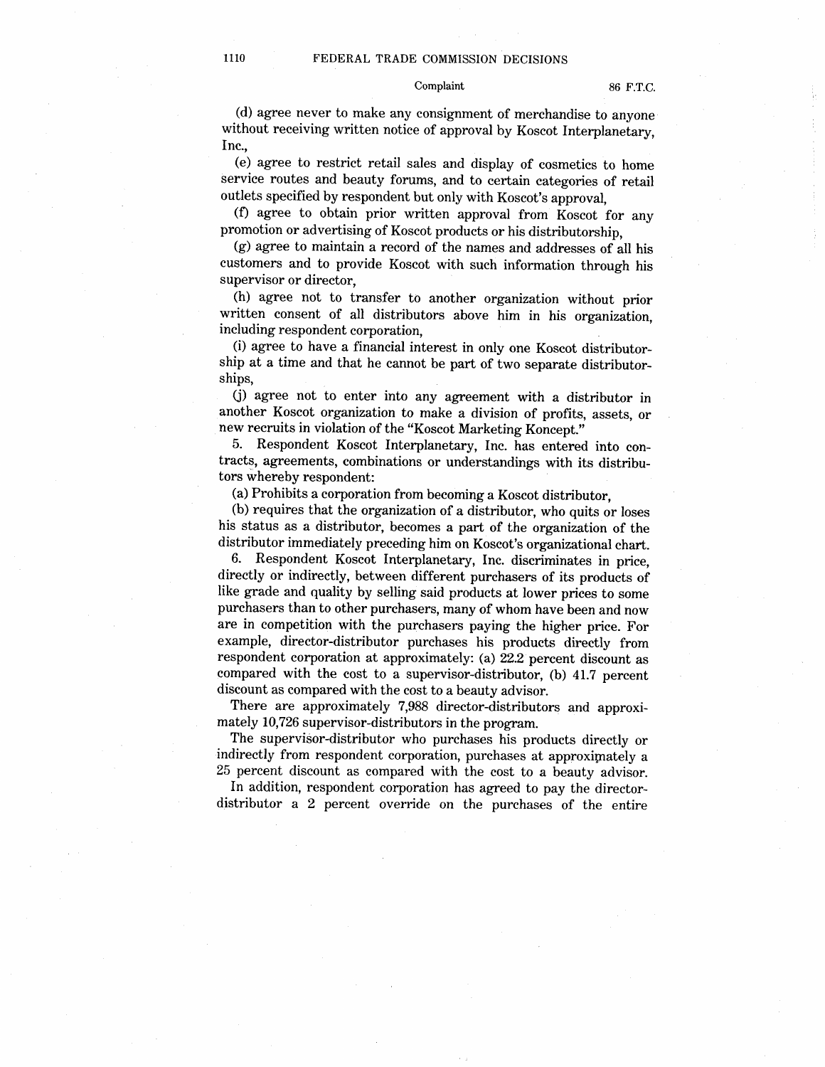(d) agree never to make any consignment of merchandise to anyone without receiving written notice of approval by Koscot Interplanetary, Inc.,

(e) agree to restrict retail sales and display of cosmetics to home service routes and beauty forums, and to certain categories of retail outlets specified by respondent but only with Koscot's approval,

(f) agree to obtain prior written approval from Koscot for any promotion or advertising of Koscot products or his distributorship,

(g) agree to maintain a record of the names and addresses of all his customers and to provide Koscot with such information through his supervisor or director,

(h) agree not to transfer to another organization without prior written consent of all distributors above him in his organization, including respondent corporation,

(i) agree to have a financial interest in only one Koscot distributorship at a time and that he cannot be part of two separate distributorships,

(j) agree not to enter into any agreement with a distributor in another Koscot organization to make a division of profits, assets, or new recruits in violation of the "Koscot Marketing Koncept."

5. Respondent Koscot Interplanetary, Inc. has entered into contracts, agreements, combinations or understandings with its distributors whereby respondent:

(a) Prohibits a corporation from becoming a Koscot distributor,

(b) requires that the organization of a distributor, who quits or loses his status as a distributor, becomes a part of the organization of the distributor immediately preceding him on Koscot's organizational chart.

6. Respondent Koscot Interplanetary, Inc. discriminates in price, directly or indirectly, between different purchasers of its products of like grade and quality by selling said products at lower prices to some purchasers than to other purchasers, many of whom have been and now are in competition with the purchasers paying the higher price. For example, director-distributor purchases his products directly from respondent corporation at approximately: (a) 22.2 percent discount as compared with the cost to a supervisor-distributor, (b) 41.7 percent discount as compared with the cost to a beauty advisor.

There are approximately 7,988 director-distributors and approximately 10,726 supervisor-distributors in the program.

The supervisor-distributor who purchases his products directly or indirectly from respondent corporation, purchases at approximately a 25 percent discount as compared with the cost to a beauty advisor.

In addition, respondent corporation has agreed to pay the director-distributor a 2 percent override on the purchases of the entire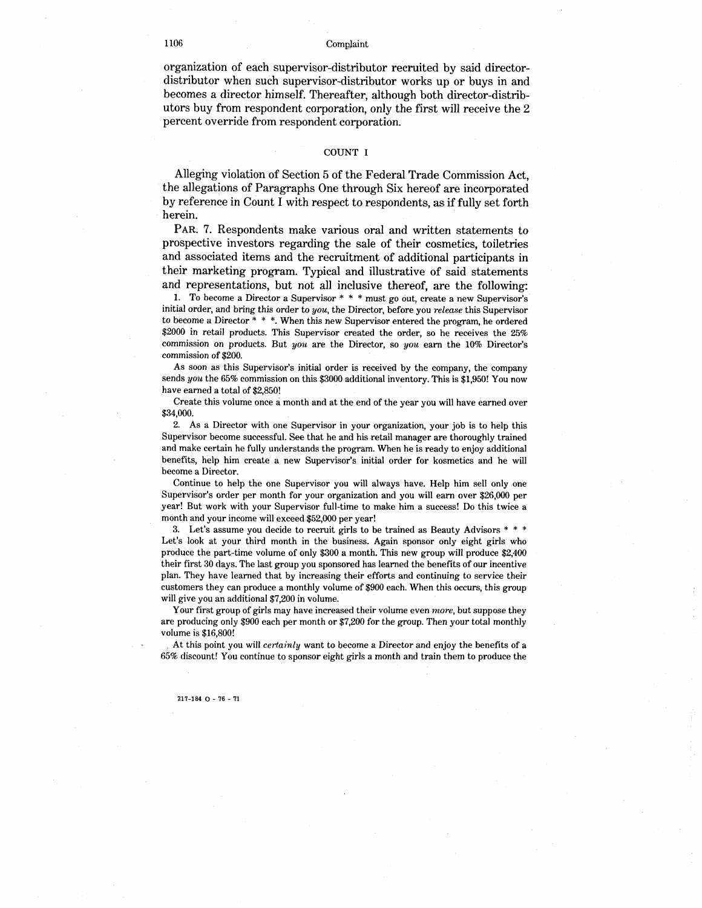organization of each supervisor-distributor recruited by said director-distributor when such supervisor-distributor works up or buys in and becomes a director himself. Thereafter, although both director-distributors buy from respondent corporation, only the first will receive the 2 percent override from respondent corporation.

## COUNT I

Alleging violation of Section 5 of the Federal Trade Commission Act, the allegations of Paragraphs One through Six hereof are incorporated by reference in Count I with respect to respondents, as if fully set forth herein.

PAR. 7. Respondents make various oral and written statements to prospective investors regarding the sale of their cosmetics, toiletries and associated items and the recruitment of additional participants in their marketing program. Typical and illustrative of said statements and representations, but not all inclusive thereof, are the following:

1. To become a Director a Supervisor * * * must go out, create a new Supervisor's initial order, and bring this order to *you*, the Director, before you *release* this Supervisor to become a Director * * *. When this new Supervisor entered the program, he ordered $2000 in retail products. This Supervisor created the order, so he receives the 25% commission on products. But *you* are the Director, so *you* earn the 10% Director's commission of $200.

As soon as this Supervisor's initial order is received by the company, the company sends *you* the 65% commission on this $3000 additional inventory. This is $1,950! You now have earned a total of $2,850!

Create this volume once a month and at the end of the year you will have earned over $34,000.

2. As a Director with one Supervisor in your organization, your job is to help this Supervisor become successful. See that he and his retail manager are thoroughly trained and make certain he fully understands the program. When he is ready to enjoy additional benefits, help him create a new Supervisor's initial order for kosmetics and he will become a Director.

Continue to help the one Supervisor you will always have. Help him sell only one Supervisor's order per month for your organization and you will earn over $26,000 per year! But work with your Supervisor full-time to make him a success! Do this twice a month and your income will exceed $52,000 per year!

3. Let's assume you decide to recruit girls to be trained as Beauty Advisors * * * Let's look at your third month in the business. Again sponsor only eight girls who produce the part-time volume of only $300 a month. This new group will produce $2,400 their first 30 days. The last group you sponsored has learned the benefits of our incentive plan. They have learned that by increasing their efforts and continuing to service their customers they can produce a monthly volume of $900 each. When this occurs, this group will give you an additional $7,200 in volume.

Your first group of girls may have increased their volume even *more*, but suppose they are producing only $900 each per month or $7,200 for the group. Then your total monthly volume is $16,800!

At this point you will *certainly* want to become a Director and enjoy the benefits of a 65% discount! You continue to sponsor eight girls a month and train them to produce the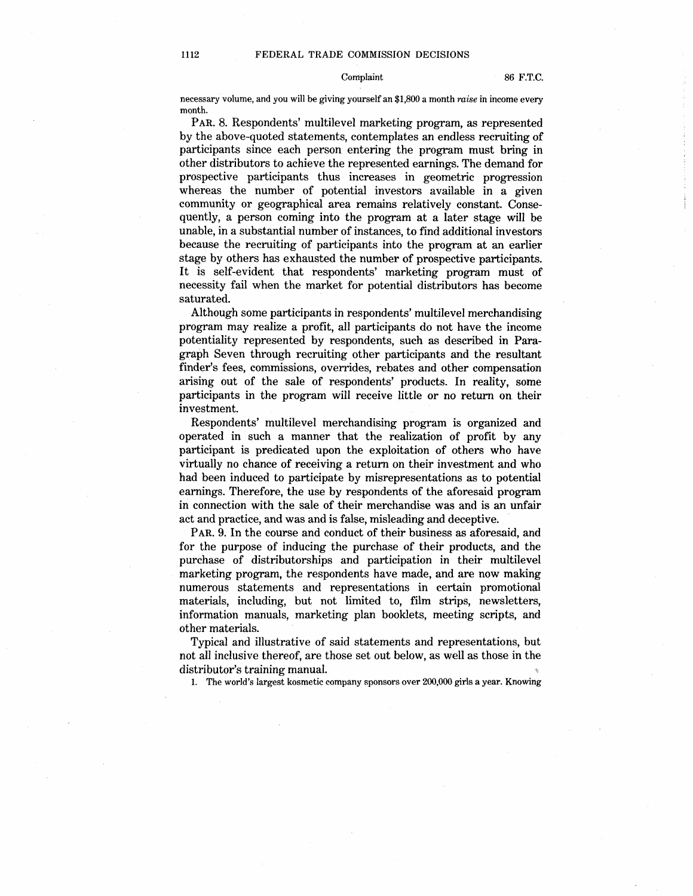necessary volume, and you will be giving yourself an $1,800 a month *raise* in income every month.

PAR. 8. Respondents' multilevel marketing program, as represented by the above-quoted statements, contemplates an endless recruiting of participants since each person entering the program must bring in other distributors to achieve the represented earnings. The demand for prospective participants thus increases in geometric progression whereas the number of potential investors available in a given community or geographical area remains relatively constant. Consequently, a person coming into the program at a later stage will be unable, in a substantial number of instances, to find additional investors because the recruiting of participants into the program at an earlier stage by others has exhausted the number of prospective participants. It is self-evident that respondents' marketing program must of necessity fail when the market for potential distributors has become saturated.

Although some participants in respondents' multilevel merchandising program may realize a profit, all participants do not have the income potentiality represented by respondents, such as described in Paragraph Seven through recruiting other participants and the resultant finder's fees, commissions, overrides, rebates and other compensation arising out of the sale of respondents' products. In reality, some participants in the program will receive little or no return on their investment.

Respondents' multilevel merchandising program is organized and operated in such a manner that the realization of profit by any participant is predicated upon the exploitation of others who have virtually no chance of receiving a return on their investment and who had been induced to participate by misrepresentations as to potential earnings. Therefore, the use by respondents of the aforesaid program in connection with the sale of their merchandise was and is an unfair act and practice, and was and is false, misleading and deceptive.

PAR. 9. In the course and conduct of their business as aforesaid, and for the purpose of inducing the purchase of their products, and the purchase of distributorships and participation in their multilevel marketing program, the respondents have made, and are now making numerous statements and representations in certain promotional materials, including, but not limited to, film strips, newsletters, information manuals, marketing plan booklets, meeting scripts, and other materials.

Typical and illustrative of said statements and representations, but not all inclusive thereof, are those set out below, as well as those in the distributor's training manual.

1. The world's largest kosmetic company sponsors over 200,000 girls a year. Knowing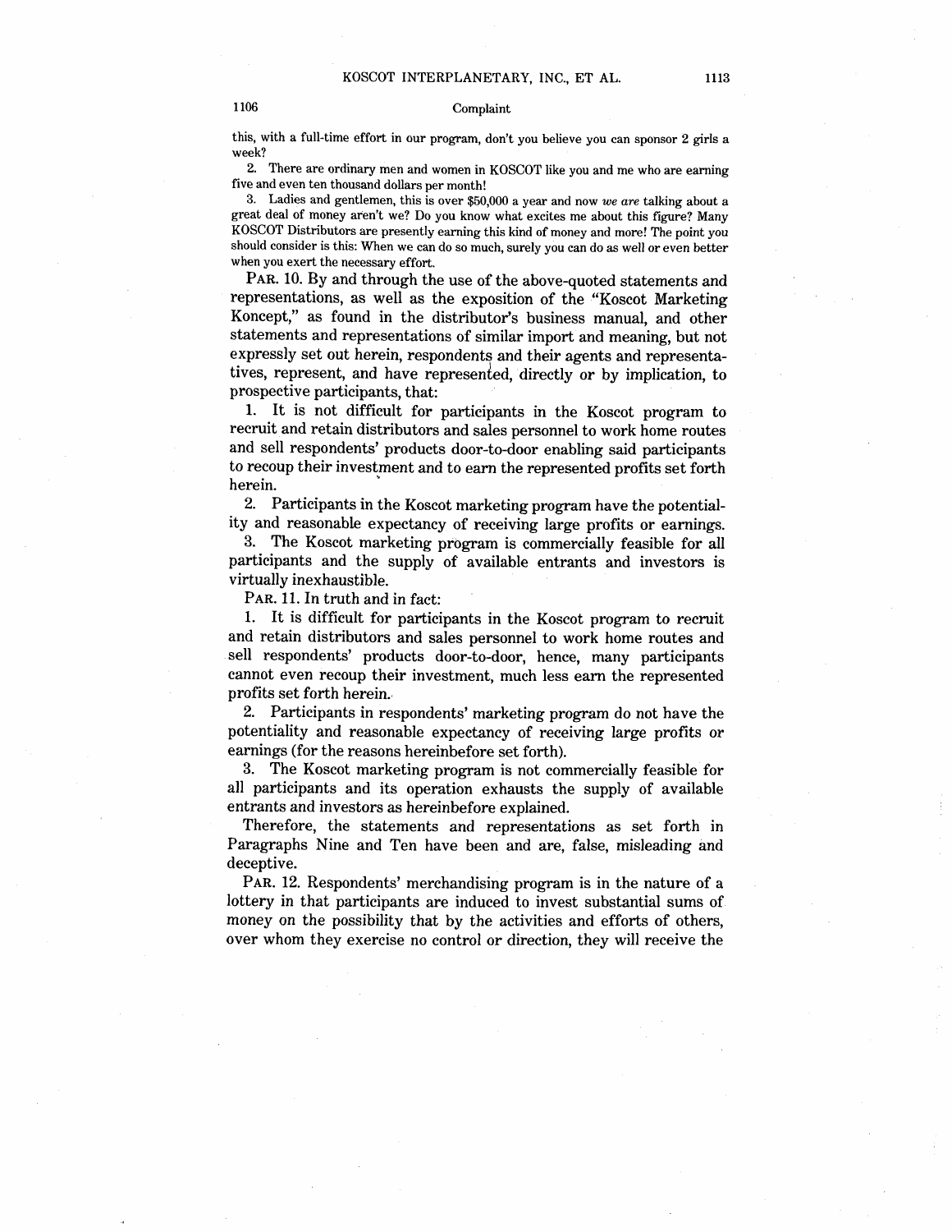this, with a full-time effort in our program, don't you believe you can sponsor 2 girls a week?

2. There are ordinary men and women in KOSCOT like you and me who are earning five and even ten thousand dollars per month!

3. Ladies and gentlemen, this is over $50,000 a year and now *we are* talking about a great deal of money aren't we? Do you know what excites me about this figure? Many KOSCOT Distributors are presently earning this kind of money and more! The point you should consider is this: When we can do so much, surely you can do as well or even better when you exert the necessary effort.

PAR. 10. By and through the use of the above-quoted statements and representations, as well as the exposition of the "Koscot Marketing Koncept," as found in the distributor's business manual, and other statements and representations of similar import and meaning, but not expressly set out herein, respondents and their agents and representatives, represent, and have represented, directly or by implication, to prospective participants, that:

1. It is not difficult for participants in the Koscot program to recruit and retain distributors and sales personnel to work home routes and sell respondents' products door-to-door enabling said participants to recoup their investment and to earn the represented profits set forth herein.

2. Participants in the Koscot marketing program have the potentiality and reasonable expectancy of receiving large profits or earnings.

3. The Koscot marketing program is commercially feasible for all participants and the supply of available entrants and investors is virtually inexhaustible.

PAR. 11. In truth and in fact:

1. It is difficult for participants in the Koscot program to recruit and retain distributors and sales personnel to work home routes and sell respondents' products door-to-door, hence, many participants cannot even recoup their investment, much less earn the represented profits set forth herein.

2. Participants in respondents' marketing program do not have the potentiality and reasonable expectancy of receiving large profits or earnings (for the reasons hereinbefore set forth).

3. The Koscot marketing program is not commercially feasible for all participants and its operation exhausts the supply of available entrants and investors as hereinbefore explained.

Therefore, the statements and representations as set forth in Paragraphs Nine and Ten have been and are, false, misleading and deceptive.

PAR. 12. Respondents' merchandising program is in the nature of a lottery in that participants are induced to invest substantial sums of money on the possibility that by the activities and efforts of others, over whom they exercise no control or direction, they will receive the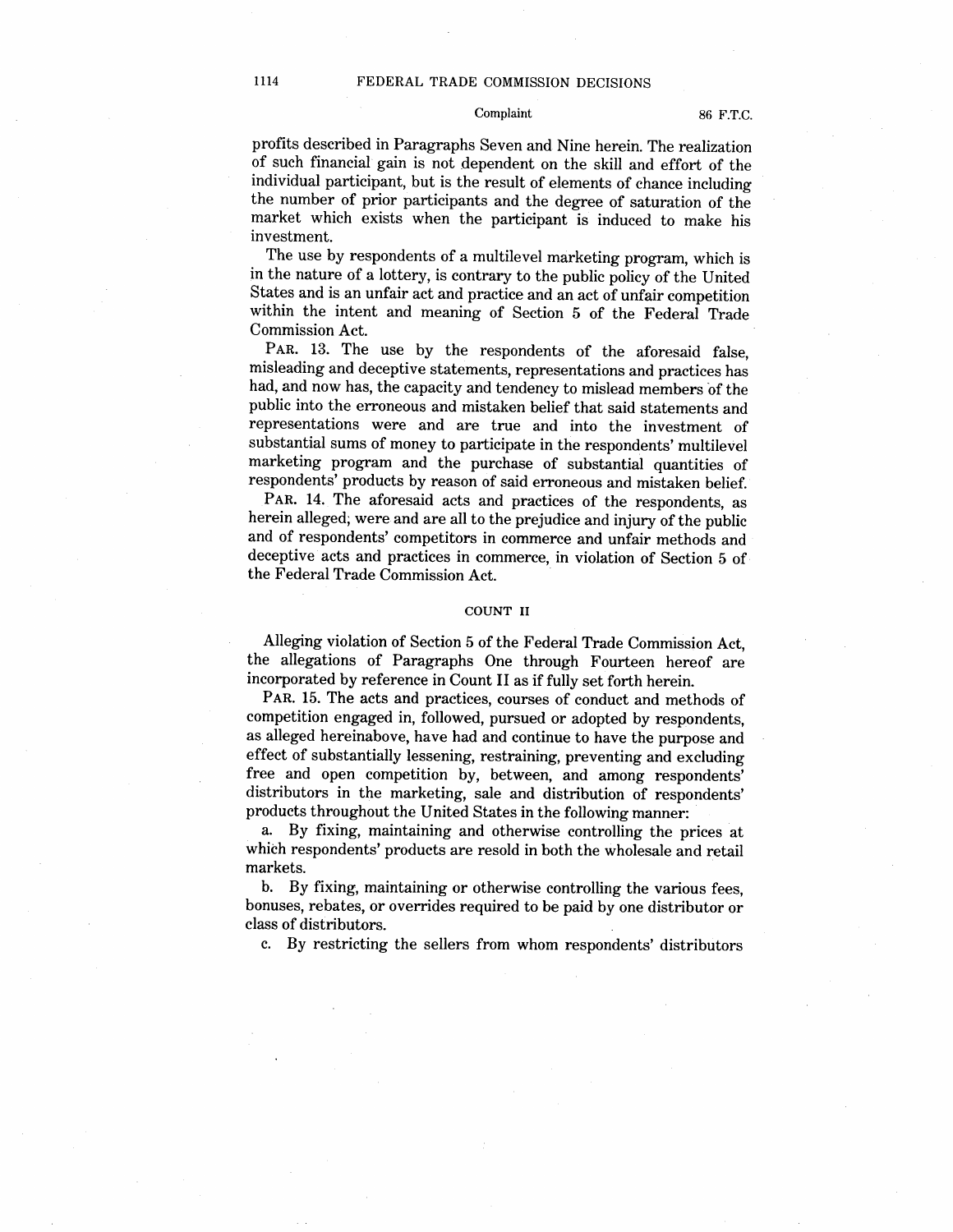profits described in Paragraphs Seven and Nine herein. The realization of such financial gain is not dependent on the skill and effort of the individual participant, but is the result of elements of chance including the number of prior participants and the degree of saturation of the market which exists when the participant is induced to make his investment.

The use by respondents of a multilevel marketing program, which is in the nature of a lottery, is contrary to the public policy of the United States and is an unfair act and practice and an act of unfair competition within the intent and meaning of Section 5 of the Federal Trade Commission Act.

PAR. 13. The use by the respondents of the aforesaid false, misleading and deceptive statements, representations and practices has had, and now has, the capacity and tendency to mislead members of the public into the erroneous and mistaken belief that said statements and representations were and are true and into the investment of substantial sums of money to participate in the respondents' multilevel marketing program and the purchase of substantial quantities of respondents' products by reason of said erroneous and mistaken belief.

PAR. 14. The aforesaid acts and practices of the respondents, as herein alleged, were and are all to the prejudice and injury of the public and of respondents' competitors in commerce and unfair methods and deceptive acts and practices in commerce, in violation of Section 5 of the Federal Trade Commission Act.

## COUNT II

Alleging violation of Section 5 of the Federal Trade Commission Act, the allegations of Paragraphs One through Fourteen hereof are incorporated by reference in Count II as if fully set forth herein.

PAR. 15. The acts and practices, courses of conduct and methods of competition engaged in, followed, pursued or adopted by respondents, as alleged hereinabove, have had and continue to have the purpose and effect of substantially lessening, restraining, preventing and excluding free and open competition by, between, and among respondents' distributors in the marketing, sale and distribution of respondents' products throughout the United States in the following manner:

a. By fixing, maintaining and otherwise controlling the prices at which respondents' products are resold in both the wholesale and retail markets.

b. By fixing, maintaining or otherwise controlling the various fees, bonuses, rebates, or overrides required to be paid by one distributor or class of distributors.

c. By restricting the sellers from whom respondents' distributors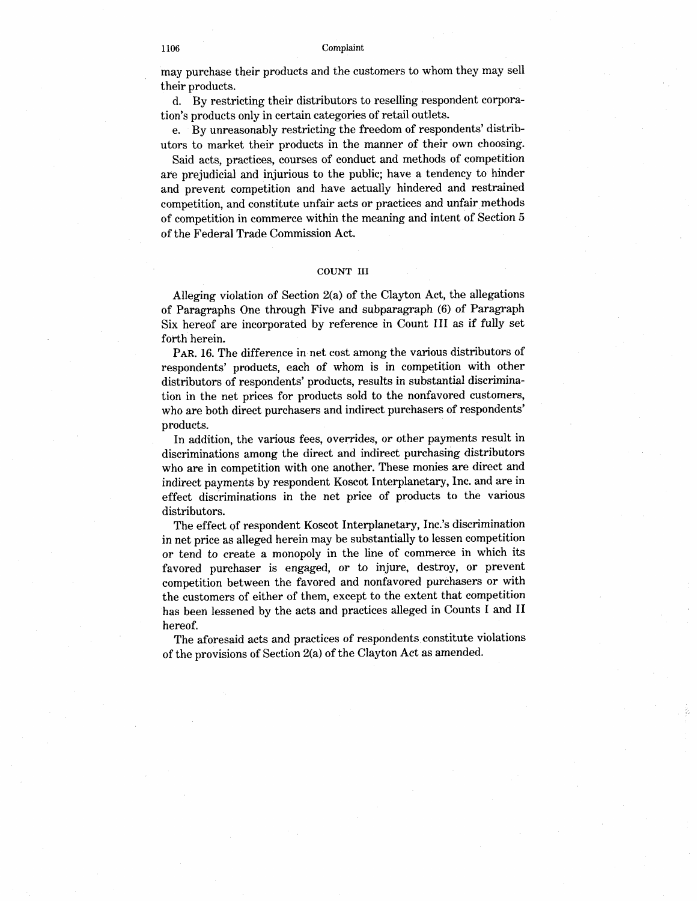may purchase their products and the customers to whom they may sell their products.

d. By restricting their distributors to reselling respondent corporation's products only in certain categories of retail outlets.

e. By unreasonably restricting the freedom of respondents' distributors to market their products in the manner of their own choosing.

Said acts, practices, courses of conduct and methods of competition are prejudicial and injurious to the public; have a tendency to hinder and prevent competition and have actually hindered and restrained competition, and constitute unfair acts or practices and unfair methods of competition in commerce within the meaning and intent of Section 5 of the Federal Trade Commission Act.

## COUNT III

Alleging violation of Section 2(a) of the Clayton Act, the allegations of Paragraphs One through Five and subparagraph (6) of Paragraph Six hereof are incorporated by reference in Count III as if fully set forth herein.

PAR. 16. The difference in net cost among the various distributors of respondents' products, each of whom is in competition with other distributors of respondents' products, results in substantial discrimination in the net prices for products sold to the nonfavored customers, who are both direct purchasers and indirect purchasers of respondents' products.

In addition, the various fees, overrides, or other payments result in discriminations among the direct and indirect purchasing distributors who are in competition with one another. These monies are direct and indirect payments by respondent Koscot Interplanetary, Inc. and are in effect discriminations in the net price of products to the various distributors.

The effect of respondent Koscot Interplanetary, Inc.'s discrimination in net price as alleged herein may be substantially to lessen competition or tend to create a monopoly in the line of commerce in which its favored purchaser is engaged, or to injure, destroy, or prevent competition between the favored and nonfavored purchasers or with the customers of either of them, except to the extent that competition has been lessened by the acts and practices alleged in Counts I and II hereof.

The aforesaid acts and practices of respondents constitute violations of the provisions of Section 2(a) of the Clayton Act as amended.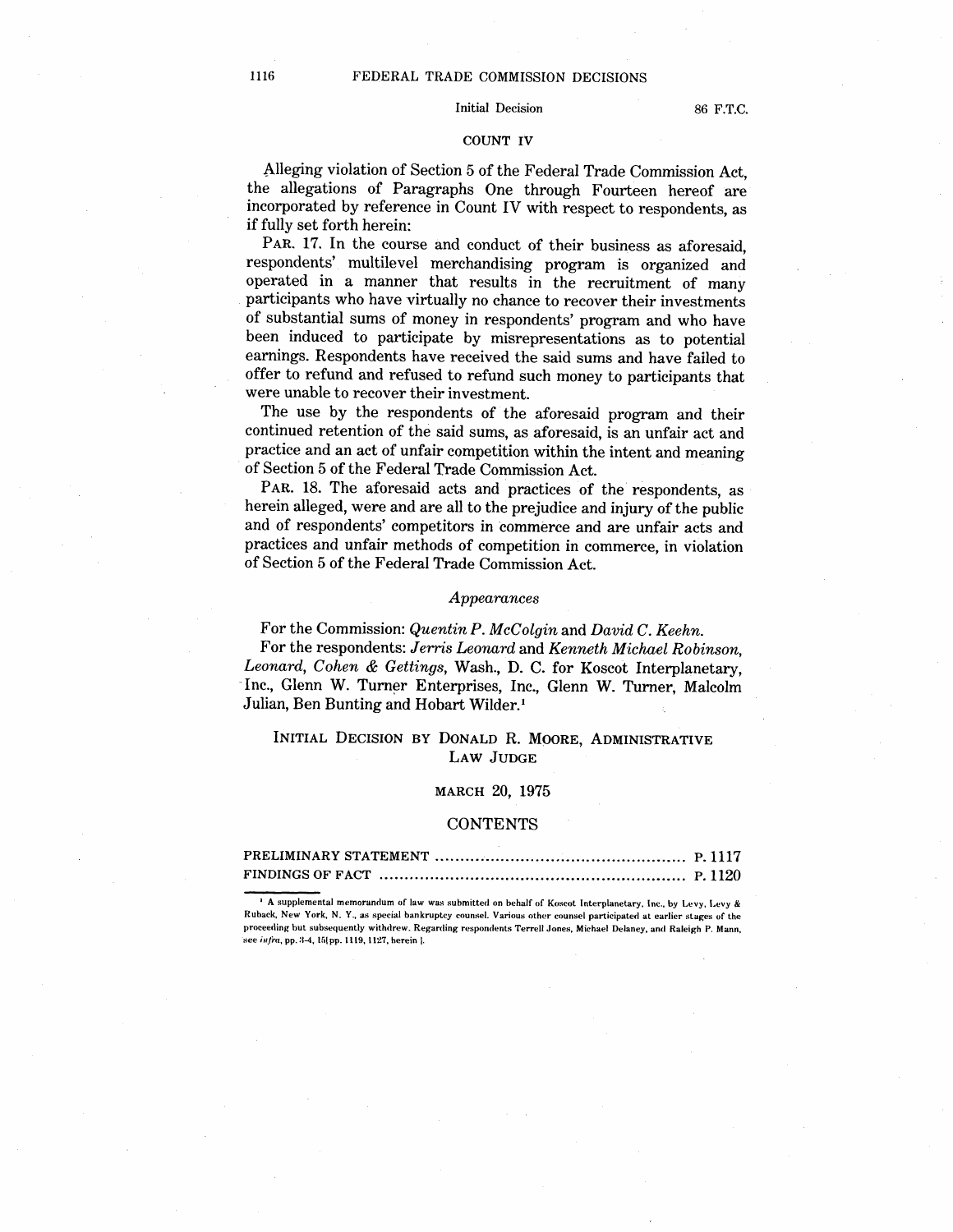COUNT IV

Alleging violation of Section 5 of the Federal Trade Commission Act, the allegations of Paragraphs One through Fourteen hereof are incorporated by reference in Count IV with respect to respondents, as if fully set forth herein:

PAR. 17. In the course and conduct of their business as aforesaid, respondents' multilevel merchandising program is organized and operated in a manner that results in the recruitment of many participants who have virtually no chance to recover their investments of substantial sums of money in respondents' program and who have been induced to participate by misrepresentations as to potential earnings. Respondents have received the said sums and have failed to offer to refund and refused to refund such money to participants that were unable to recover their investment.

The use by the respondents of the aforesaid program and their continued retention of the said sums, as aforesaid, is an unfair act and practice and an act of unfair competition within the intent and meaning of Section 5 of the Federal Trade Commission Act.

PAR. 18. The aforesaid acts and practices of the respondents, as herein alleged, were and are all to the prejudice and injury of the public and of respondents' competitors in commerce and are unfair acts and practices and unfair methods of competition in commerce, in violation of Section 5 of the Federal Trade Commission Act.

*Appearances*

For the Commission: *Quentin P. McColgin* and *David C. Keehn.*

For the respondents: *Jerris Leonard* and *Kenneth Michael Robinson, Leonard, Cohen & Gettings,* Wash., D. C. for Koscot Interplanetary, Inc., Glenn W. Turner Enterprises, Inc., Glenn W. Turner, Malcolm Julian, Ben Bunting and Hobart Wilder.[1]

## INITIAL DECISION BY DONALD R. MOORE, ADMINISTRATIVE LAW JUDGE

MARCH 20, 1975

## CONTENTS

PRELIMINARY STATEMENT .................................................. P. 1117

FINDINGS OF FACT ............................................................ P. 1120

[1] A supplemental memorandum of law was submitted on behalf of Koscot Interplanetary, Inc., by Levy, Levy & Ruback, New York, N. Y., as special bankruptcy counsel. Various other counsel participated at earlier stages of the proceeding but subsequently withdrew. Regarding respondents Terrell Jones, Michael Delaney, and Raleigh P. Mann, see *infra*, pp. 3-4, 15[pp. 1119, 1127, herein].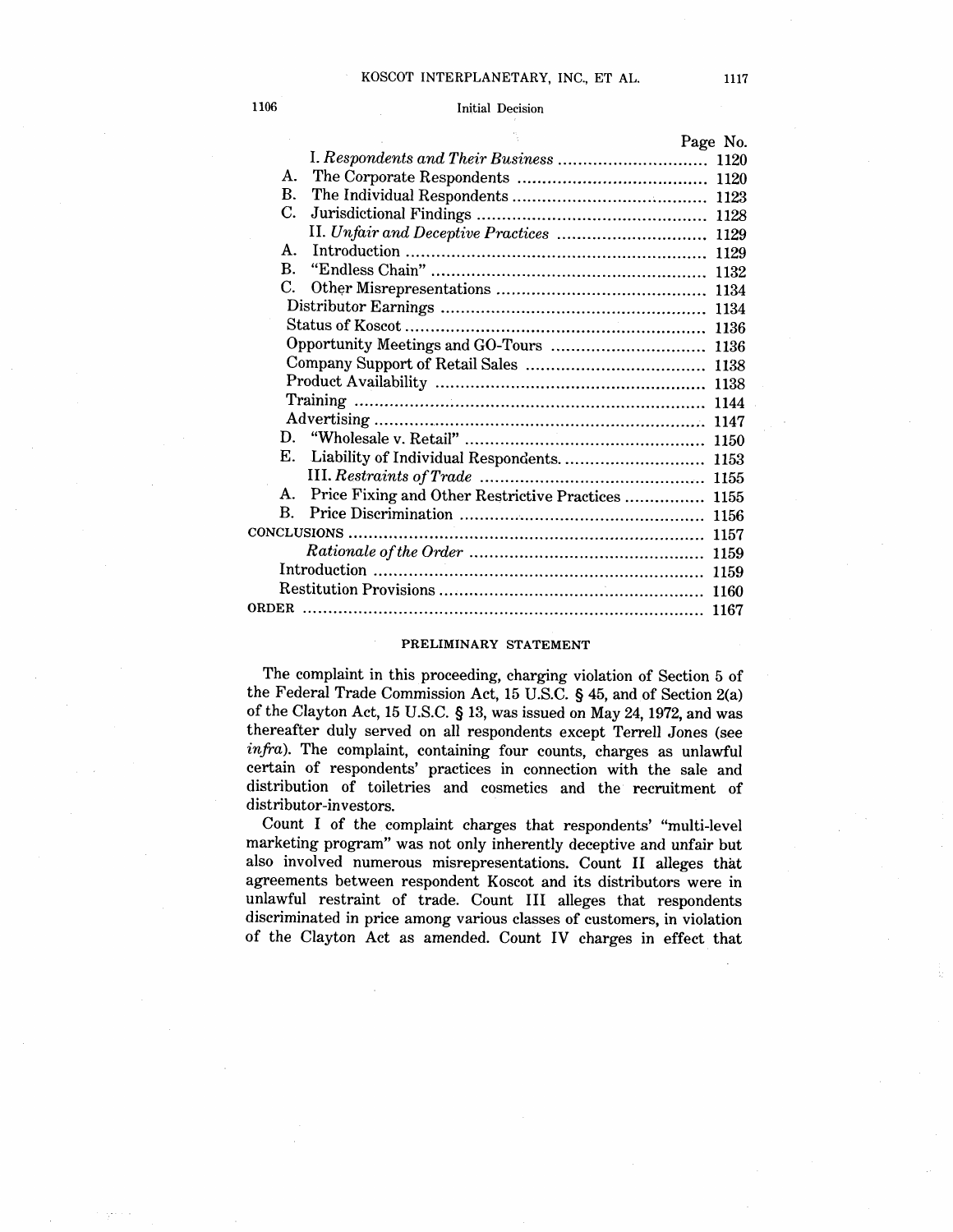| | Page No. |
|---|---|
| I. *Respondents and Their Business* | 1120 |
| A. The Corporate Respondents | 1120 |
| B. The Individual Respondents | 1123 |
| C. Jurisdictional Findings | 1128 |
| II. *Unfair and Deceptive Practices* | 1129 |
| A. Introduction | 1129 |
| B. "Endless Chain" | 1132 |
| C. Other Misrepresentations | 1134 |
| Distributor Earnings | 1134 |
| Status of Koscot | 1136 |
| Opportunity Meetings and GO-Tours | 1136 |
| Company Support of Retail Sales | 1138 |
| Product Availability | 1138 |
| Training | 1144 |
| Advertising | 1147 |
| D. "Wholesale v. Retail" | 1150 |
| E. Liability of Individual Respondents. | 1153 |
| III. *Restraints of Trade* | 1155 |
| A. Price Fixing and Other Restrictive Practices | 1155 |
| B. Price Discrimination | 1156 |
| CONCLUSIONS | 1157 |
| *Rationale of the Order* | 1159 |
| Introduction | 1159 |
| Restitution Provisions | 1160 |
| ORDER | 1167 |

## PRELIMINARY STATEMENT

The complaint in this proceeding, charging violation of Section 5 of the Federal Trade Commission Act, 15 U.S.C. § 45, and of Section 2(a) of the Clayton Act, 15 U.S.C. § 13, was issued on May 24, 1972, and was thereafter duly served on all respondents except Terrell Jones (see *infra*). The complaint, containing four counts, charges as unlawful certain of respondents' practices in connection with the sale and distribution of toiletries and cosmetics and the recruitment of distributor-investors.

Count I of the complaint charges that respondents' "multi-level marketing program" was not only inherently deceptive and unfair but also involved numerous misrepresentations. Count II alleges that agreements between respondent Koscot and its distributors were in unlawful restraint of trade. Count III alleges that respondents discriminated in price among various classes of customers, in violation of the Clayton Act as amended. Count IV charges in effect that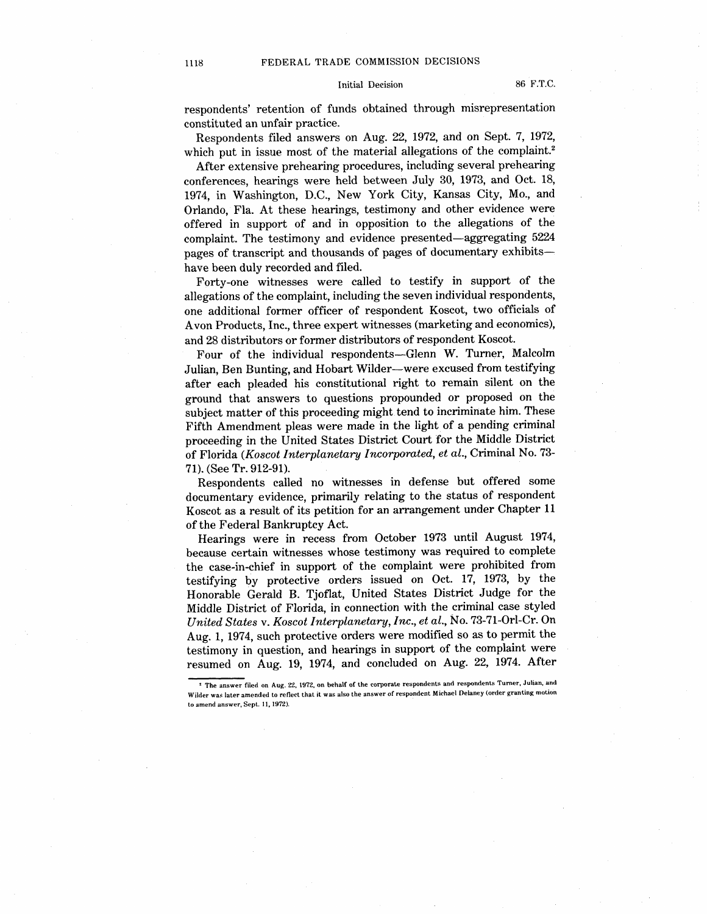respondents' retention of funds obtained through misrepresentation constituted an unfair practice.

Respondents filed answers on Aug. 22, 1972, and on Sept. 7, 1972, which put in issue most of the material allegations of the complaint.[2]

After extensive prehearing procedures, including several prehearing conferences, hearings were held between July 30, 1973, and Oct. 18, 1974, in Washington, D.C., New York City, Kansas City, Mo., and Orlando, Fla. At these hearings, testimony and other evidence were offered in support of and in opposition to the allegations of the complaint. The testimony and evidence presented—aggregating 5224 pages of transcript and thousands of pages of documentary exhibits—have been duly recorded and filed.

Forty-one witnesses were called to testify in support of the allegations of the complaint, including the seven individual respondents, one additional former officer of respondent Koscot, two officials of Avon Products, Inc., three expert witnesses (marketing and economics), and 28 distributors or former distributors of respondent Koscot.

Four of the individual respondents—Glenn W. Turner, Malcolm Julian, Ben Bunting, and Hobart Wilder—were excused from testifying after each pleaded his constitutional right to remain silent on the ground that answers to questions propounded or proposed on the subject matter of this proceeding might tend to incriminate him. These Fifth Amendment pleas were made in the light of a pending criminal proceeding in the United States District Court for the Middle District of Florida (*Koscot Interplanetary Incorporated, et al.*, Criminal No. 73-71). (See Tr. 912-91).

Respondents called no witnesses in defense but offered some documentary evidence, primarily relating to the status of respondent Koscot as a result of its petition for an arrangement under Chapter 11 of the Federal Bankruptcy Act.

Hearings were in recess from October 1973 until August 1974, because certain witnesses whose testimony was required to complete the case-in-chief in support of the complaint were prohibited from testifying by protective orders issued on Oct. 17, 1973, by the Honorable Gerald B. Tjoflat, United States District Judge for the Middle District of Florida, in connection with the criminal case styled *United States* v. *Koscot Interplanetary, Inc., et al.*, No. 73-71-Orl-Cr. On Aug. 1, 1974, such protective orders were modified so as to permit the testimony in question, and hearings in support of the complaint were resumed on Aug. 19, 1974, and concluded on Aug. 22, 1974. After

---

[2] The answer filed on Aug. 22, 1972, on behalf of the corporate respondents and respondents Turner, Julian, and Wilder was later amended to reflect that it was also the answer of respondent Michael Delaney (order granting motion to amend answer, Sept. 11, 1972).